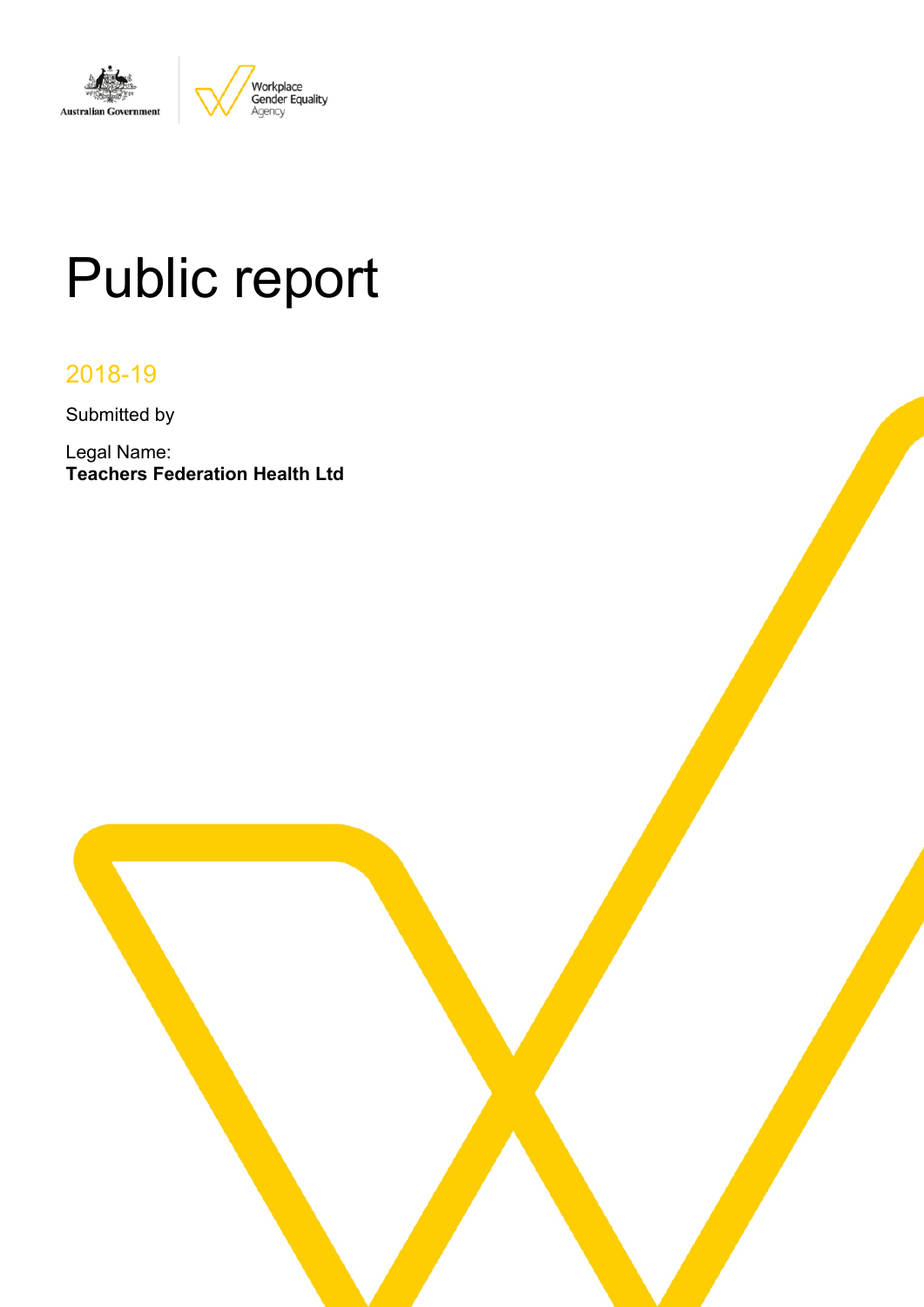# Public report

## 2018-19

Submitted by

Legal Name:
**Teachers Federation Health Ltd**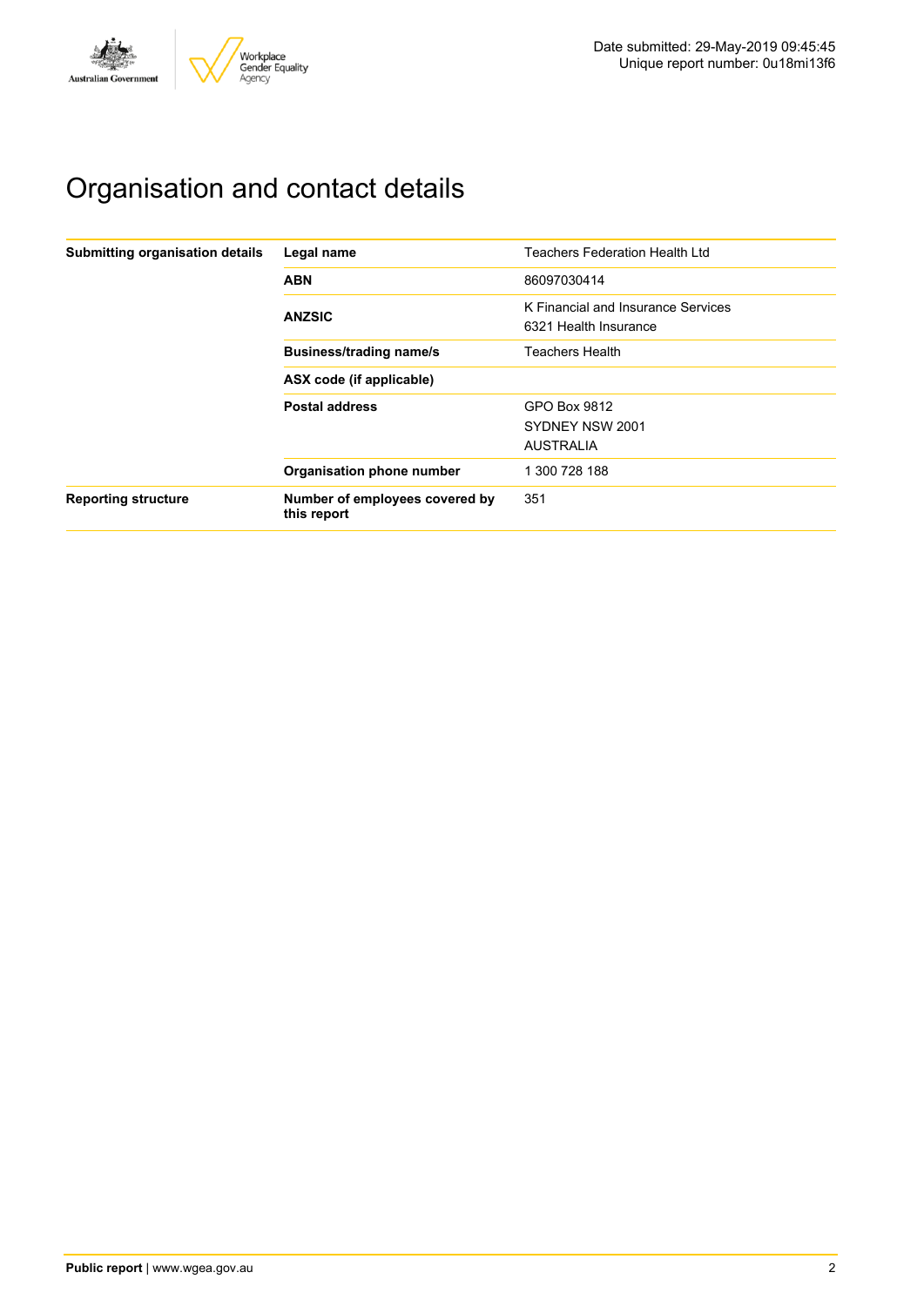Date submitted: 29-May-2019 09:45:45
Unique report number: 0u18mi13f6

# Organisation and contact details

| | | |
|---|---|---|
| **Submitting organisation details** | **Legal name** | Teachers Federation Health Ltd |
| | **ABN** | 86097030414 |
| | **ANZSIC** | K Financial and Insurance Services<br>6321 Health Insurance |
| | **Business/trading name/s** | Teachers Health |
| | **ASX code (if applicable)** | |
| | **Postal address** | GPO Box 9812<br>SYDNEY NSW 2001<br>AUSTRALIA |
| | **Organisation phone number** | 1 300 728 188 |
| **Reporting structure** | **Number of employees covered by this report** | 351 |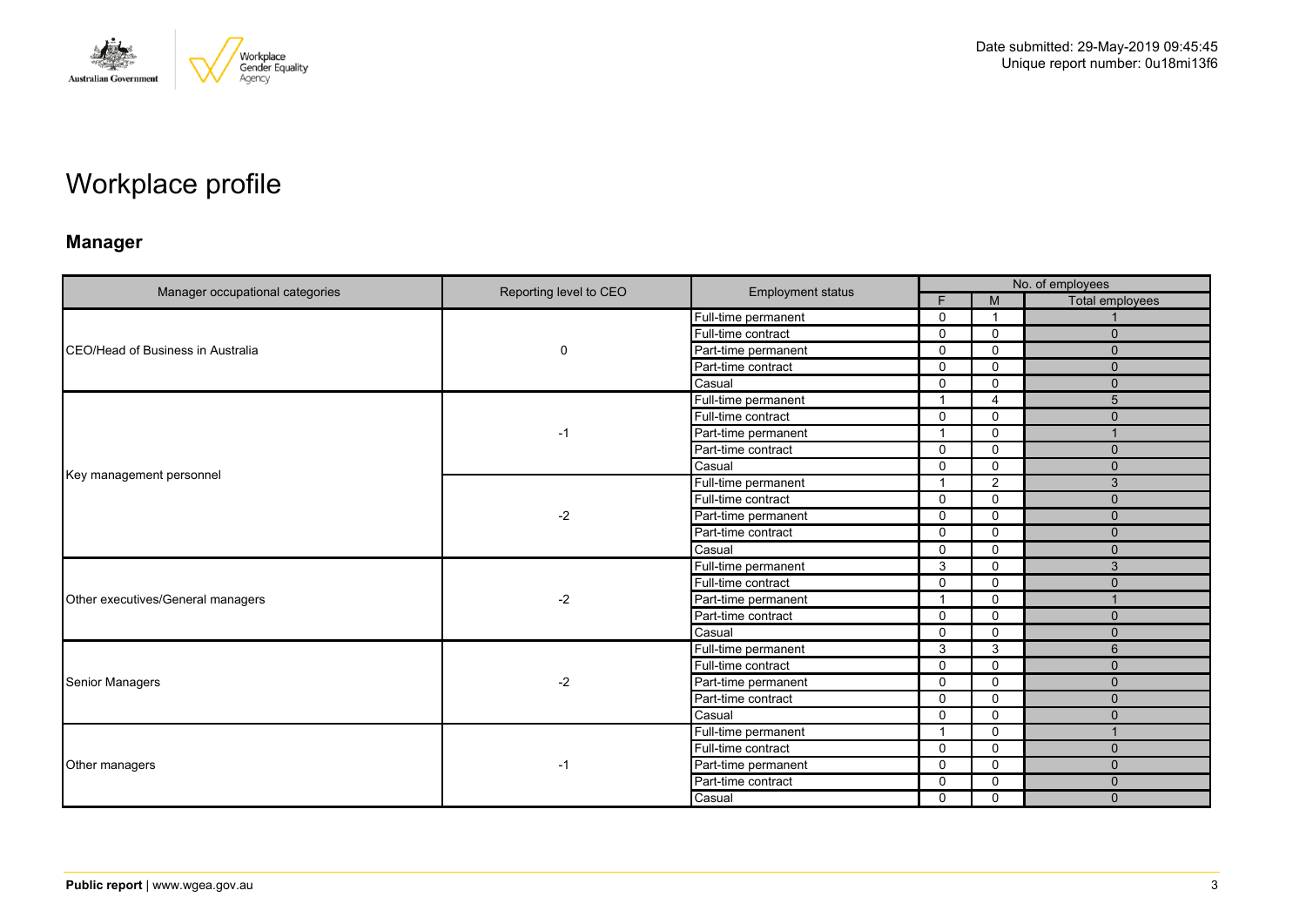Date submitted: 29-May-2019 09:45:45
Unique report number: 0u18mi13f6

# Workplace profile

## Manager

| Manager occupational categories | Reporting level to CEO | Employment status | No. of employees | | |
|---|---|---|---|---|---|
| | | | F | M | Total employees |
| CEO/Head of Business in Australia | 0 | Full-time permanent | 0 | 1 | 1 |
| | | Full-time contract | 0 | 0 | 0 |
| | | Part-time permanent | 0 | 0 | 0 |
| | | Part-time contract | 0 | 0 | 0 |
| | | Casual | 0 | 0 | 0 |
| Key management personnel | -1 | Full-time permanent | 1 | 4 | 5 |
| | | Full-time contract | 0 | 0 | 0 |
| | | Part-time permanent | 1 | 0 | 1 |
| | | Part-time contract | 0 | 0 | 0 |
| | | Casual | 0 | 0 | 0 |
| | -2 | Full-time permanent | 1 | 2 | 3 |
| | | Full-time contract | 0 | 0 | 0 |
| | | Part-time permanent | 0 | 0 | 0 |
| | | Part-time contract | 0 | 0 | 0 |
| | | Casual | 0 | 0 | 0 |
| Other executives/General managers | -2 | Full-time permanent | 3 | 0 | 3 |
| | | Full-time contract | 0 | 0 | 0 |
| | | Part-time permanent | 1 | 0 | 1 |
| | | Part-time contract | 0 | 0 | 0 |
| | | Casual | 0 | 0 | 0 |
| Senior Managers | -2 | Full-time permanent | 3 | 3 | 6 |
| | | Full-time contract | 0 | 0 | 0 |
| | | Part-time permanent | 0 | 0 | 0 |
| | | Part-time contract | 0 | 0 | 0 |
| | | Casual | 0 | 0 | 0 |
| Other managers | -1 | Full-time permanent | 1 | 0 | 1 |
| | | Full-time contract | 0 | 0 | 0 |
| | | Part-time permanent | 0 | 0 | 0 |
| | | Part-time contract | 0 | 0 | 0 |
| | | Casual | 0 | 0 | 0 |

**Public report** | www.wgea.gov.au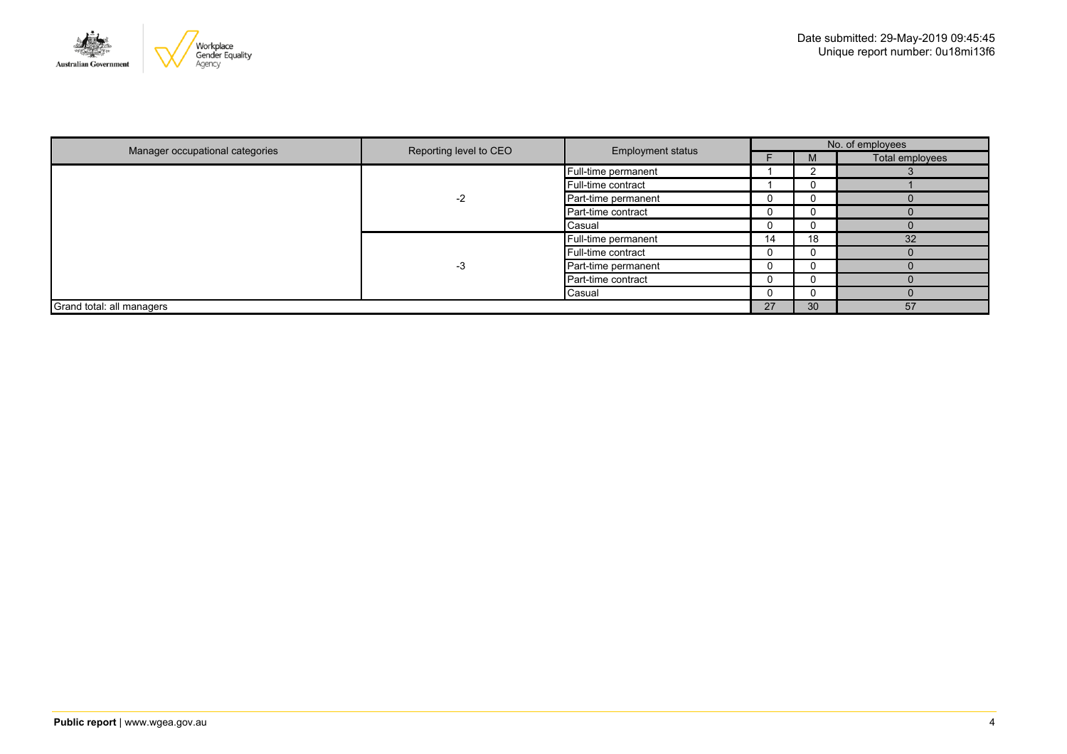| Manager occupational categories | Reporting level to CEO | Employment status | No. of employees | | |
|---|---|---|---|---|---|
| | | | F | M | Total employees |
| | -2 | Full-time permanent | 1 | 2 | 3 |
| | | Full-time contract | 1 | 0 | 1 |
| | | Part-time permanent | 0 | 0 | 0 |
| | | Part-time contract | 0 | 0 | 0 |
| | | Casual | 0 | 0 | 0 |
| | -3 | Full-time permanent | 14 | 18 | 32 |
| | | Full-time contract | 0 | 0 | 0 |
| | | Part-time permanent | 0 | 0 | 0 |
| | | Part-time contract | 0 | 0 | 0 |
| | | Casual | 0 | 0 | 0 |
| Grand total: all managers | | | 27 | 30 | 57 |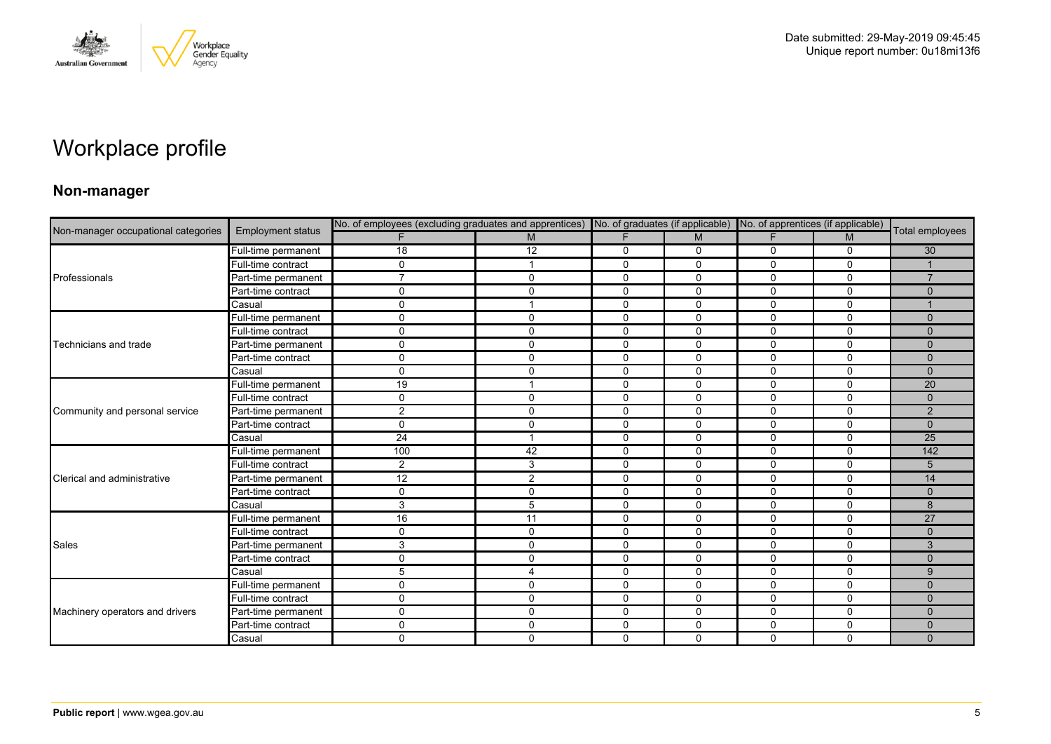# Workplace profile

## Non-manager

| Non-manager occupational categories | Employment status | No. of employees (excluding graduates and apprentices) | | No. of graduates (if applicable) | | No. of apprentices (if applicable) | | Total employees |
|---|---|---|---|---|---|---|---|---|
| | | F | M | F | M | F | M | |
| Professionals | Full-time permanent | 18 | 12 | 0 | 0 | 0 | 0 | 30 |
| | Full-time contract | 0 | 1 | 0 | 0 | 0 | 0 | 1 |
| | Part-time permanent | 7 | 0 | 0 | 0 | 0 | 0 | 7 |
| | Part-time contract | 0 | 0 | 0 | 0 | 0 | 0 | 0 |
| | Casual | 0 | 1 | 0 | 0 | 0 | 0 | 1 |
| Technicians and trade | Full-time permanent | 0 | 0 | 0 | 0 | 0 | 0 | 0 |
| | Full-time contract | 0 | 0 | 0 | 0 | 0 | 0 | 0 |
| | Part-time permanent | 0 | 0 | 0 | 0 | 0 | 0 | 0 |
| | Part-time contract | 0 | 0 | 0 | 0 | 0 | 0 | 0 |
| | Casual | 0 | 0 | 0 | 0 | 0 | 0 | 0 |
| Community and personal service | Full-time permanent | 19 | 1 | 0 | 0 | 0 | 0 | 20 |
| | Full-time contract | 0 | 0 | 0 | 0 | 0 | 0 | 0 |
| | Part-time permanent | 2 | 0 | 0 | 0 | 0 | 0 | 2 |
| | Part-time contract | 0 | 0 | 0 | 0 | 0 | 0 | 0 |
| | Casual | 24 | 1 | 0 | 0 | 0 | 0 | 25 |
| Clerical and administrative | Full-time permanent | 100 | 42 | 0 | 0 | 0 | 0 | 142 |
| | Full-time contract | 2 | 3 | 0 | 0 | 0 | 0 | 5 |
| | Part-time permanent | 12 | 2 | 0 | 0 | 0 | 0 | 14 |
| | Part-time contract | 0 | 0 | 0 | 0 | 0 | 0 | 0 |
| | Casual | 3 | 5 | 0 | 0 | 0 | 0 | 8 |
| Sales | Full-time permanent | 16 | 11 | 0 | 0 | 0 | 0 | 27 |
| | Full-time contract | 0 | 0 | 0 | 0 | 0 | 0 | 0 |
| | Part-time permanent | 3 | 0 | 0 | 0 | 0 | 0 | 3 |
| | Part-time contract | 0 | 0 | 0 | 0 | 0 | 0 | 0 |
| | Casual | 5 | 4 | 0 | 0 | 0 | 0 | 9 |
| Machinery operators and drivers | Full-time permanent | 0 | 0 | 0 | 0 | 0 | 0 | 0 |
| | Full-time contract | 0 | 0 | 0 | 0 | 0 | 0 | 0 |
| | Part-time permanent | 0 | 0 | 0 | 0 | 0 | 0 | 0 |
| | Part-time contract | 0 | 0 | 0 | 0 | 0 | 0 | 0 |
| | Casual | 0 | 0 | 0 | 0 | 0 | 0 | 0 |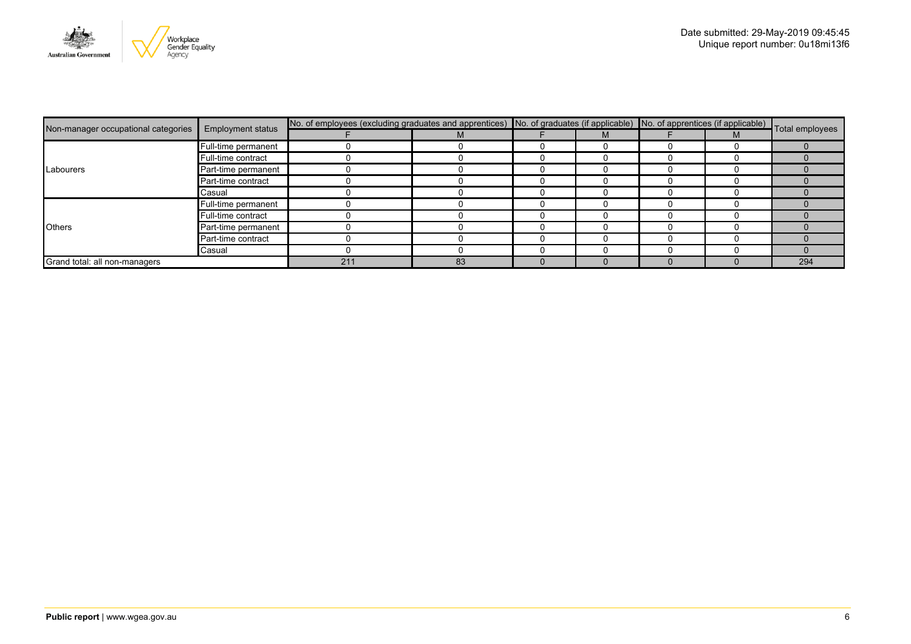| Non-manager occupational categories | Employment status | No. of employees (excluding graduates and apprentices) | | No. of graduates (if applicable) | | No. of apprentices (if applicable) | | Total employees |
|---|---|---|---|---|---|---|---|---|
| | | F | M | F | M | F | M | |
| Labourers | Full-time permanent | 0 | 0 | 0 | 0 | 0 | 0 | 0 |
| | Full-time contract | 0 | 0 | 0 | 0 | 0 | 0 | 0 |
| | Part-time permanent | 0 | 0 | 0 | 0 | 0 | 0 | 0 |
| | Part-time contract | 0 | 0 | 0 | 0 | 0 | 0 | 0 |
| | Casual | 0 | 0 | 0 | 0 | 0 | 0 | 0 |
| Others | Full-time permanent | 0 | 0 | 0 | 0 | 0 | 0 | 0 |
| | Full-time contract | 0 | 0 | 0 | 0 | 0 | 0 | 0 |
| | Part-time permanent | 0 | 0 | 0 | 0 | 0 | 0 | 0 |
| | Part-time contract | 0 | 0 | 0 | 0 | 0 | 0 | 0 |
| | Casual | 0 | 0 | 0 | 0 | 0 | 0 | 0 |
| Grand total: all non-managers | | 211 | 83 | 0 | 0 | 0 | 0 | 294 |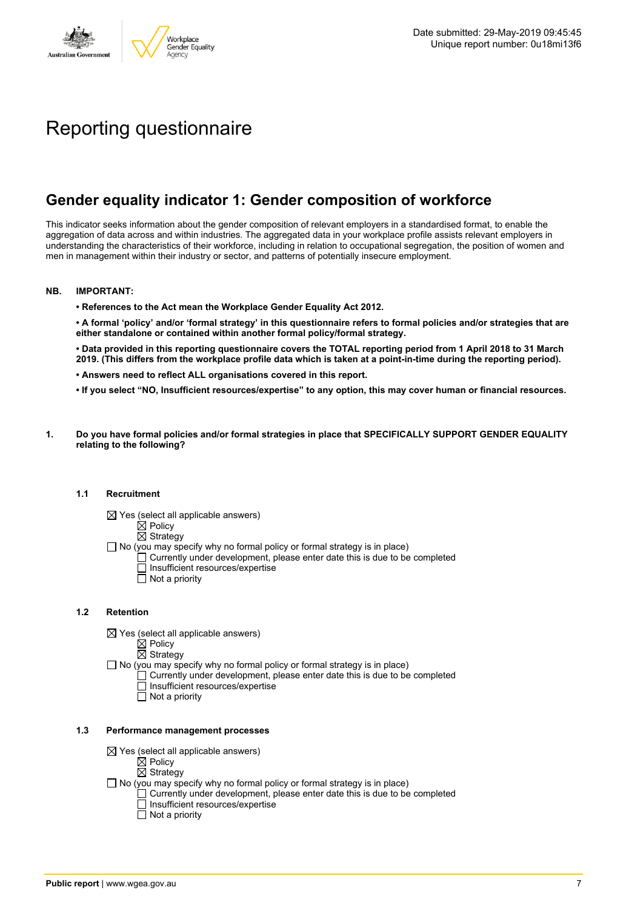Date submitted: 29-May-2019 09:45:45
Unique report number: 0u18mi13f6

# Reporting questionnaire

## Gender equality indicator 1: Gender composition of workforce

This indicator seeks information about the gender composition of relevant employers in a standardised format, to enable the aggregation of data across and within industries. The aggregated data in your workplace profile assists relevant employers in understanding the characteristics of their workforce, including in relation to occupational segregation, the position of women and men in management within their industry or sector, and patterns of potentially insecure employment.

**NB. IMPORTANT:**

- **References to the Act mean the Workplace Gender Equality Act 2012.**
- **A formal 'policy' and/or 'formal strategy' in this questionnaire refers to formal policies and/or strategies that are either standalone or contained within another formal policy/formal strategy.**
- **Data provided in this reporting questionnaire covers the TOTAL reporting period from 1 April 2018 to 31 March 2019. (This differs from the workplace profile data which is taken at a point-in-time during the reporting period).**
- **Answers need to reflect ALL organisations covered in this report.**
- **If you select "NO, Insufficient resources/expertise" to any option, this may cover human or financial resources.**

**1. Do you have formal policies and/or formal strategies in place that SPECIFICALLY SUPPORT GENDER EQUALITY relating to the following?**

**1.1 Recruitment**

- ☒ Yes (select all applicable answers)
  - ☒ Policy
  - ☒ Strategy
- ☐ No (you may specify why no formal policy or formal strategy is in place)
  - ☐ Currently under development, please enter date this is due to be completed
  - ☐ Insufficient resources/expertise
  - ☐ Not a priority

**1.2 Retention**

- ☒ Yes (select all applicable answers)
  - ☒ Policy
  - ☒ Strategy
- ☐ No (you may specify why no formal policy or formal strategy is in place)
  - ☐ Currently under development, please enter date this is due to be completed
  - ☐ Insufficient resources/expertise
  - ☐ Not a priority

**1.3 Performance management processes**

- ☒ Yes (select all applicable answers)
  - ☒ Policy
  - ☒ Strategy
- ☐ No (you may specify why no formal policy or formal strategy is in place)
  - ☐ Currently under development, please enter date this is due to be completed
  - ☐ Insufficient resources/expertise
  - ☐ Not a priority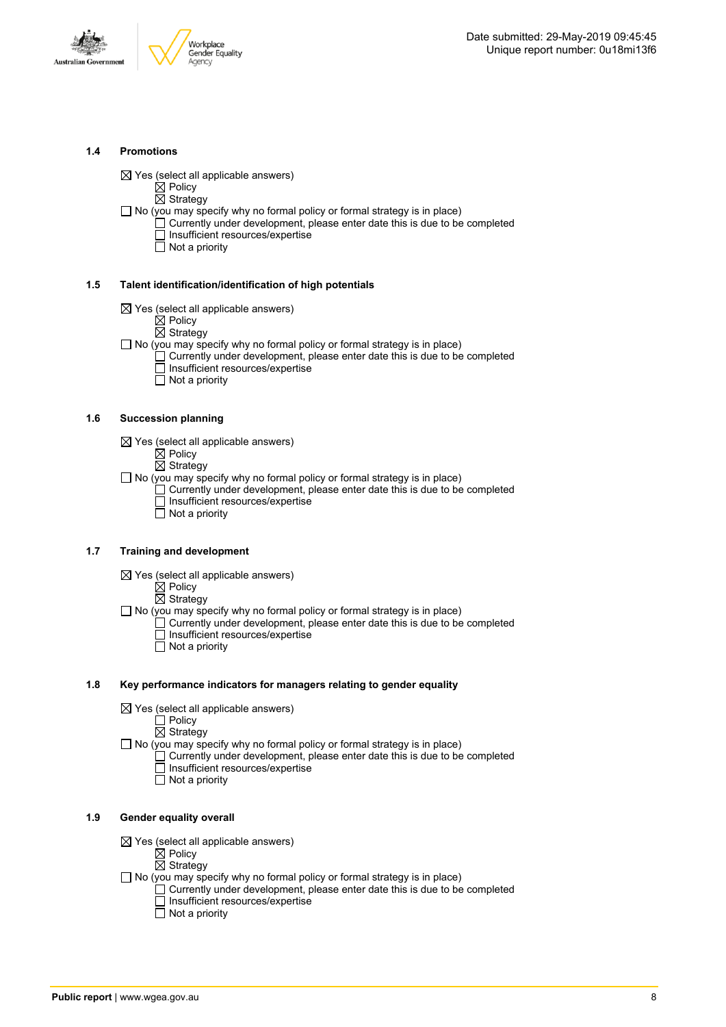### 1.4 Promotions

☒ Yes (select all applicable answers)
- ☒ Policy
- ☒ Strategy

☐ No (you may specify why no formal policy or formal strategy is in place)
- ☐ Currently under development, please enter date this is due to be completed
- ☐ Insufficient resources/expertise
- ☐ Not a priority

### 1.5 Talent identification/identification of high potentials

☒ Yes (select all applicable answers)
- ☒ Policy
- ☒ Strategy

☐ No (you may specify why no formal policy or formal strategy is in place)
- ☐ Currently under development, please enter date this is due to be completed
- ☐ Insufficient resources/expertise
- ☐ Not a priority

### 1.6 Succession planning

☒ Yes (select all applicable answers)
- ☒ Policy
- ☒ Strategy

☐ No (you may specify why no formal policy or formal strategy is in place)
- ☐ Currently under development, please enter date this is due to be completed
- ☐ Insufficient resources/expertise
- ☐ Not a priority

### 1.7 Training and development

☒ Yes (select all applicable answers)
- ☒ Policy
- ☒ Strategy

☐ No (you may specify why no formal policy or formal strategy is in place)
- ☐ Currently under development, please enter date this is due to be completed
- ☐ Insufficient resources/expertise
- ☐ Not a priority

### 1.8 Key performance indicators for managers relating to gender equality

☒ Yes (select all applicable answers)
- ☐ Policy
- ☒ Strategy

☐ No (you may specify why no formal policy or formal strategy is in place)
- ☐ Currently under development, please enter date this is due to be completed
- ☐ Insufficient resources/expertise
- ☐ Not a priority

### 1.9 Gender equality overall

☒ Yes (select all applicable answers)
- ☒ Policy
- ☒ Strategy

☐ No (you may specify why no formal policy or formal strategy is in place)
- ☐ Currently under development, please enter date this is due to be completed
- ☐ Insufficient resources/expertise
- ☐ Not a priority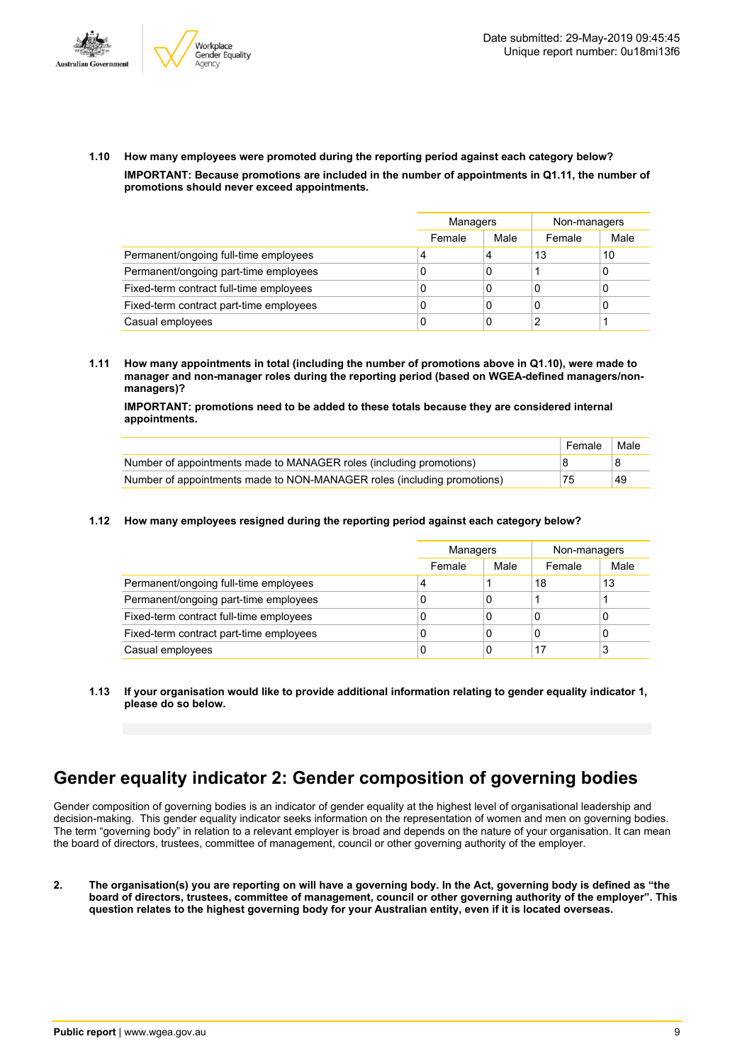**1.10 How many employees were promoted during the reporting period against each category below?**

**IMPORTANT: Because promotions are included in the number of appointments in Q1.11, the number of promotions should never exceed appointments.**

| | Managers | | Non-managers | |
|---|---|---|---|---|
| | Female | Male | Female | Male |
| Permanent/ongoing full-time employees | 4 | 4 | 13 | 10 |
| Permanent/ongoing part-time employees | 0 | 0 | 1 | 0 |
| Fixed-term contract full-time employees | 0 | 0 | 0 | 0 |
| Fixed-term contract part-time employees | 0 | 0 | 0 | 0 |
| Casual employees | 0 | 0 | 2 | 1 |

**1.11 How many appointments in total (including the number of promotions above in Q1.10), were made to manager and non-manager roles during the reporting period (based on WGEA-defined managers/non-managers)?**

**IMPORTANT: promotions need to be added to these totals because they are considered internal appointments.**

| | Female | Male |
|---|---|---|
| Number of appointments made to MANAGER roles (including promotions) | 8 | 8 |
| Number of appointments made to NON-MANAGER roles (including promotions) | 75 | 49 |

**1.12 How many employees resigned during the reporting period against each category below?**

| | Managers | | Non-managers | |
|---|---|---|---|---|
| | Female | Male | Female | Male |
| Permanent/ongoing full-time employees | 4 | 1 | 18 | 13 |
| Permanent/ongoing part-time employees | 0 | 0 | 1 | 1 |
| Fixed-term contract full-time employees | 0 | 0 | 0 | 0 |
| Fixed-term contract part-time employees | 0 | 0 | 0 | 0 |
| Casual employees | 0 | 0 | 17 | 3 |

**1.13 If your organisation would like to provide additional information relating to gender equality indicator 1, please do so below.**

# Gender equality indicator 2: Gender composition of governing bodies

Gender composition of governing bodies is an indicator of gender equality at the highest level of organisational leadership and decision-making. This gender equality indicator seeks information on the representation of women and men on governing bodies. The term "governing body" in relation to a relevant employer is broad and depends on the nature of your organisation. It can mean the board of directors, trustees, committee of management, council or other governing authority of the employer.

**2. The organisation(s) you are reporting on will have a governing body. In the Act, governing body is defined as "the board of directors, trustees, committee of management, council or other governing authority of the employer". This question relates to the highest governing body for your Australian entity, even if it is located overseas.**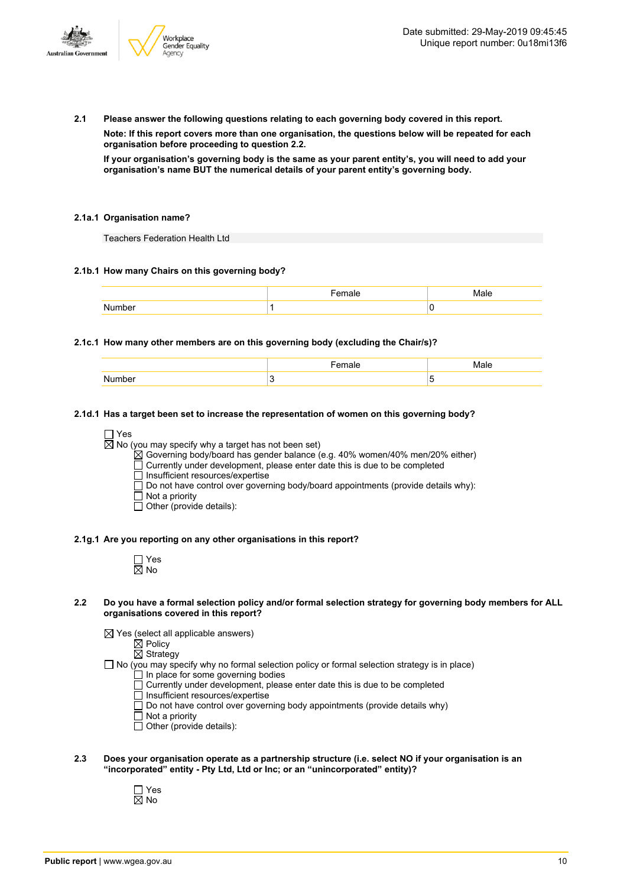**2.1 Please answer the following questions relating to each governing body covered in this report.**

**Note: If this report covers more than one organisation, the questions below will be repeated for each organisation before proceeding to question 2.2.**

**If your organisation's governing body is the same as your parent entity's, you will need to add your organisation's name BUT the numerical details of your parent entity's governing body.**

**2.1a.1 Organisation name?**

Teachers Federation Health Ltd

**2.1b.1 How many Chairs on this governing body?**

| | Female | Male |
|---|---|---|
| Number | 1 | 0 |

**2.1c.1 How many other members are on this governing body (excluding the Chair/s)?**

| | Female | Male |
|---|---|---|
| Number | 3 | 5 |

**2.1d.1 Has a target been set to increase the representation of women on this governing body?**

☐ Yes
☒ No (you may specify why a target has not been set)
- ☒ Governing body/board has gender balance (e.g. 40% women/40% men/20% either)
- ☐ Currently under development, please enter date this is due to be completed
- ☐ Insufficient resources/expertise
- ☐ Do not have control over governing body/board appointments (provide details why):
- ☐ Not a priority
- ☐ Other (provide details):

**2.1g.1 Are you reporting on any other organisations in this report?**

☐ Yes
☒ No

**2.2 Do you have a formal selection policy and/or formal selection strategy for governing body members for ALL organisations covered in this report?**

☒ Yes (select all applicable answers)
- ☒ Policy
- ☒ Strategy

☐ No (you may specify why no formal selection policy or formal selection strategy is in place)
- ☐ In place for some governing bodies
- ☐ Currently under development, please enter date this is due to be completed
- ☐ Insufficient resources/expertise
- ☐ Do not have control over governing body appointments (provide details why)
- ☐ Not a priority
- ☐ Other (provide details):

**2.3 Does your organisation operate as a partnership structure (i.e. select NO if your organisation is an "incorporated" entity - Pty Ltd, Ltd or Inc; or an "unincorporated" entity)?**

☐ Yes
☒ No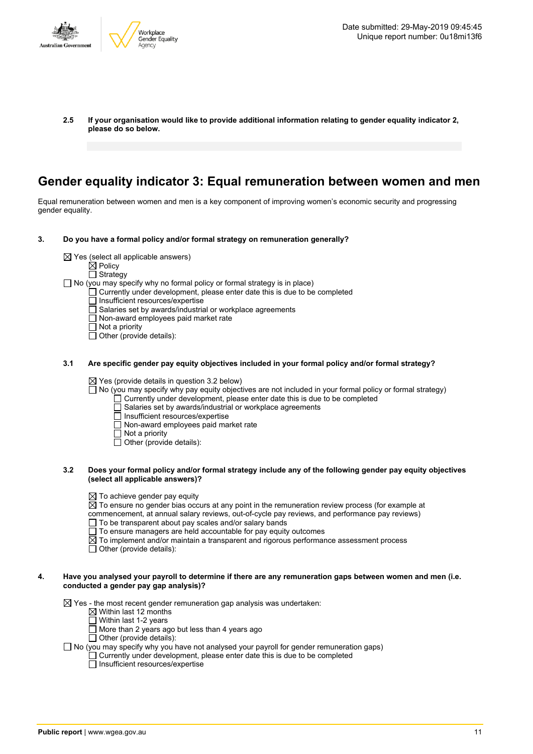**2.5 If your organisation would like to provide additional information relating to gender equality indicator 2, please do so below.**

## Gender equality indicator 3: Equal remuneration between women and men

Equal remuneration between women and men is a key component of improving women's economic security and progressing gender equality.

**3. Do you have a formal policy and/or formal strategy on remuneration generally?**

- ☒ Yes (select all applicable answers)
  - ☒ Policy
  - ☐ Strategy
- ☐ No (you may specify why no formal policy or formal strategy is in place)
  - ☐ Currently under development, please enter date this is due to be completed
  - ☐ Insufficient resources/expertise
  - ☐ Salaries set by awards/industrial or workplace agreements
  - ☐ Non-award employees paid market rate
  - ☐ Not a priority
  - ☐ Other (provide details):

**3.1 Are specific gender pay equity objectives included in your formal policy and/or formal strategy?**

- ☒ Yes (provide details in question 3.2 below)
- ☐ No (you may specify why pay equity objectives are not included in your formal policy or formal strategy)
  - ☐ Currently under development, please enter date this is due to be completed
  - ☐ Salaries set by awards/industrial or workplace agreements
  - ☐ Insufficient resources/expertise
  - ☐ Non-award employees paid market rate
  - ☐ Not a priority
  - ☐ Other (provide details):

**3.2 Does your formal policy and/or formal strategy include any of the following gender pay equity objectives (select all applicable answers)?**

- ☒ To achieve gender pay equity
- ☒ To ensure no gender bias occurs at any point in the remuneration review process (for example at commencement, at annual salary reviews, out-of-cycle pay reviews, and performance pay reviews)
- ☐ To be transparent about pay scales and/or salary bands
- ☐ To ensure managers are held accountable for pay equity outcomes
- ☒ To implement and/or maintain a transparent and rigorous performance assessment process
- ☐ Other (provide details):

**4. Have you analysed your payroll to determine if there are any remuneration gaps between women and men (i.e. conducted a gender pay gap analysis)?**

- ☒ Yes - the most recent gender remuneration gap analysis was undertaken:
  - ☒ Within last 12 months
  - ☐ Within last 1-2 years
  - ☐ More than 2 years ago but less than 4 years ago
  - ☐ Other (provide details):
- ☐ No (you may specify why you have not analysed your payroll for gender remuneration gaps)
  - ☐ Currently under development, please enter date this is due to be completed
  - ☐ Insufficient resources/expertise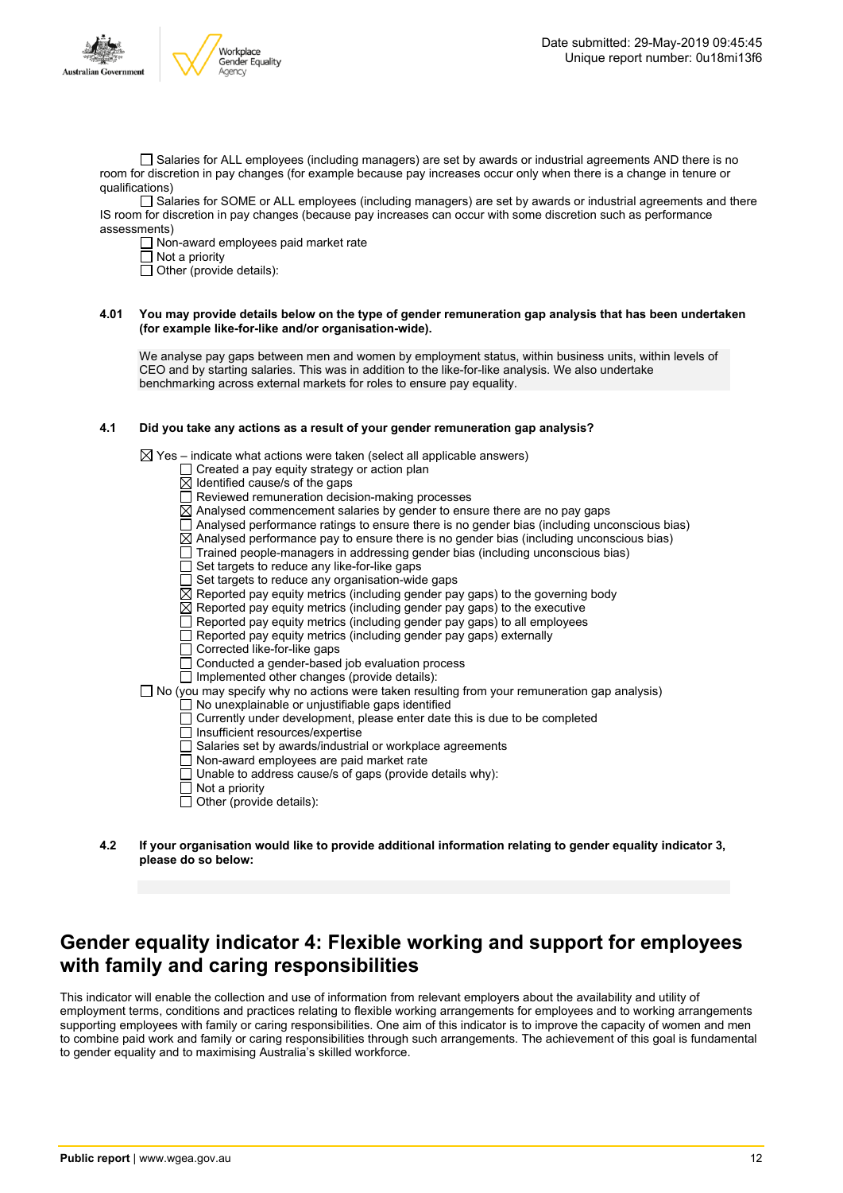- [ ] Salaries for ALL employees (including managers) are set by awards or industrial agreements AND there is no room for discretion in pay changes (for example because pay increases occur only when there is a change in tenure or qualifications)
- [ ] Salaries for SOME or ALL employees (including managers) are set by awards or industrial agreements and there IS room for discretion in pay changes (because pay increases can occur with some discretion such as performance assessments)
- [ ] Non-award employees paid market rate
- [ ] Not a priority
- [ ] Other (provide details):

**4.01 You may provide details below on the type of gender remuneration gap analysis that has been undertaken (for example like-for-like and/or organisation-wide).**

We analyse pay gaps between men and women by employment status, within business units, within levels of CEO and by starting salaries. This was in addition to the like-for-like analysis. We also undertake benchmarking across external markets for roles to ensure pay equality.

**4.1 Did you take any actions as a result of your gender remuneration gap analysis?**

- [x] Yes – indicate what actions were taken (select all applicable answers)
  - [ ] Created a pay equity strategy or action plan
  - [x] Identified cause/s of the gaps
  - [ ] Reviewed remuneration decision-making processes
  - [x] Analysed commencement salaries by gender to ensure there are no pay gaps
  - [ ] Analysed performance ratings to ensure there is no gender bias (including unconscious bias)
  - [x] Analysed performance pay to ensure there is no gender bias (including unconscious bias)
  - [ ] Trained people-managers in addressing gender bias (including unconscious bias)
  - [ ] Set targets to reduce any like-for-like gaps
  - [ ] Set targets to reduce any organisation-wide gaps
  - [x] Reported pay equity metrics (including gender pay gaps) to the governing body
  - [x] Reported pay equity metrics (including gender pay gaps) to the executive
  - [ ] Reported pay equity metrics (including gender pay gaps) to all employees
  - [ ] Reported pay equity metrics (including gender pay gaps) externally
  - [ ] Corrected like-for-like gaps
  - [ ] Conducted a gender-based job evaluation process
  - [ ] Implemented other changes (provide details):
- [ ] No (you may specify why no actions were taken resulting from your remuneration gap analysis)
  - [ ] No unexplainable or unjustifiable gaps identified
  - [ ] Currently under development, please enter date this is due to be completed
  - [ ] Insufficient resources/expertise
  - [ ] Salaries set by awards/industrial or workplace agreements
  - [ ] Non-award employees are paid market rate
  - [ ] Unable to address cause/s of gaps (provide details why):
  - [ ] Not a priority
  - [ ] Other (provide details):

**4.2 If your organisation would like to provide additional information relating to gender equality indicator 3, please do so below:**

## Gender equality indicator 4: Flexible working and support for employees with family and caring responsibilities

This indicator will enable the collection and use of information from relevant employers about the availability and utility of employment terms, conditions and practices relating to flexible working arrangements for employees and to working arrangements supporting employees with family or caring responsibilities. One aim of this indicator is to improve the capacity of women and men to combine paid work and family or caring responsibilities through such arrangements. The achievement of this goal is fundamental to gender equality and to maximising Australia's skilled workforce.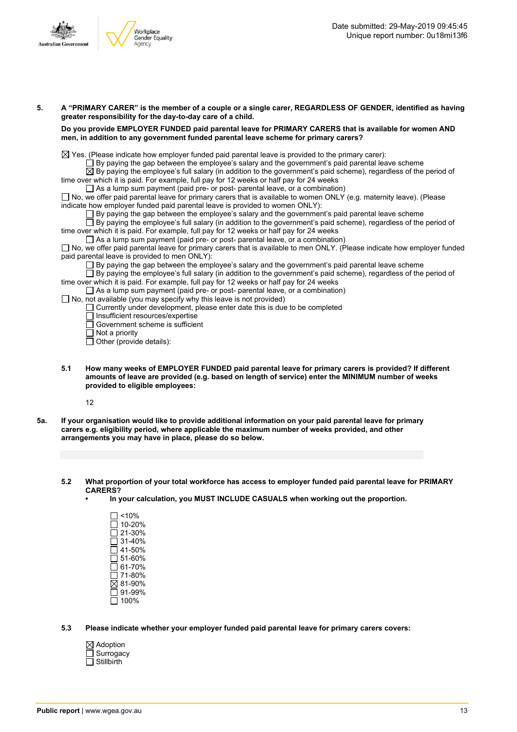**5. A "PRIMARY CARER" is the member of a couple or a single carer, REGARDLESS OF GENDER, identified as having greater responsibility for the day-to-day care of a child.**

**Do you provide EMPLOYER FUNDED paid parental leave for PRIMARY CARERS that is available for women AND men, in addition to any government funded parental leave scheme for primary carers?**

☒ Yes. (Please indicate how employer funded paid parental leave is provided to the primary carer):
- ☐ By paying the gap between the employee's salary and the government's paid parental leave scheme
- ☒ By paying the employee's full salary (in addition to the government's paid scheme), regardless of the period of time over which it is paid. For example, full pay for 12 weeks or half pay for 24 weeks
- ☐ As a lump sum payment (paid pre- or post- parental leave, or a combination)

☐ No, we offer paid parental leave for primary carers that is available to women ONLY (e.g. maternity leave). (Please indicate how employer funded paid parental leave is provided to women ONLY):
- ☐ By paying the gap between the employee's salary and the government's paid parental leave scheme
- ☐ By paying the employee's full salary (in addition to the government's paid scheme), regardless of the period of time over which it is paid. For example, full pay for 12 weeks or half pay for 24 weeks
- ☐ As a lump sum payment (paid pre- or post- parental leave, or a combination)

☐ No, we offer paid parental leave for primary carers that is available to men ONLY. (Please indicate how employer funded paid parental leave is provided to men ONLY):
- ☐ By paying the gap between the employee's salary and the government's paid parental leave scheme
- ☐ By paying the employee's full salary (in addition to the government's paid scheme), regardless of the period of time over which it is paid. For example, full pay for 12 weeks or half pay for 24 weeks
- ☐ As a lump sum payment (paid pre- or post- parental leave, or a combination)

☐ No, not available (you may specify why this leave is not provided)
- ☐ Currently under development, please enter date this is due to be completed
- ☐ Insufficient resources/expertise
- ☐ Government scheme is sufficient
- ☐ Not a priority
- ☐ Other (provide details):

**5.1 How many weeks of EMPLOYER FUNDED paid parental leave for primary carers is provided? If different amounts of leave are provided (e.g. based on length of service) enter the MINIMUM number of weeks provided to eligible employees:**

12

**5a. If your organisation would like to provide additional information on your paid parental leave for primary carers e.g. eligibility period, where applicable the maximum number of weeks provided, and other arrangements you may have in place, please do so below.**

**5.2 What proportion of your total workforce has access to employer funded paid parental leave for PRIMARY CARERS?**
- **In your calculation, you MUST INCLUDE CASUALS when working out the proportion.**

☐ <10%
☐ 10-20%
☐ 21-30%
☐ 31-40%
☐ 41-50%
☐ 51-60%
☐ 61-70%
☐ 71-80%
☒ 81-90%
☐ 91-99%
☐ 100%

**5.3 Please indicate whether your employer funded paid parental leave for primary carers covers:**

☒ Adoption
☐ Surrogacy
☐ Stillbirth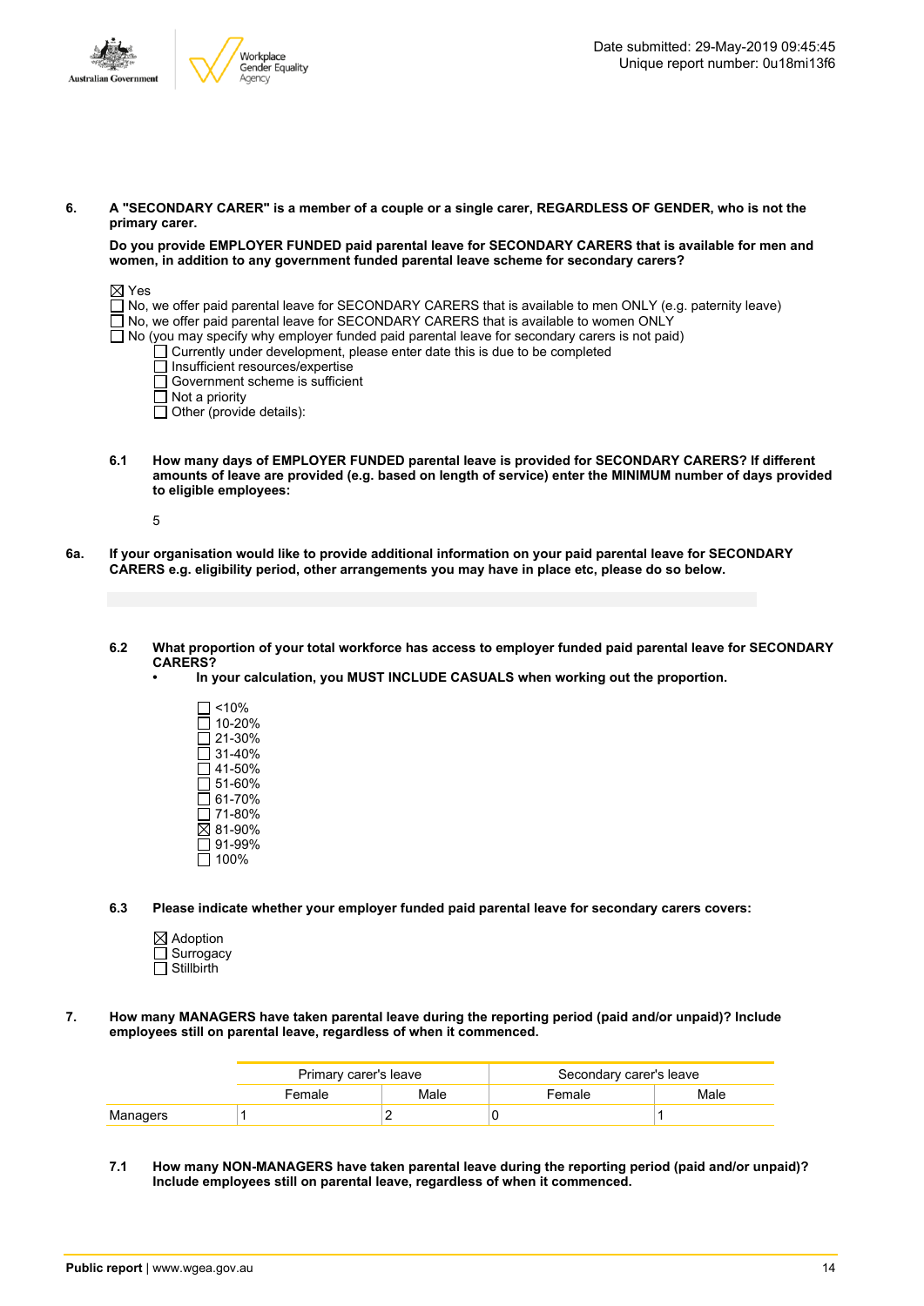**6. A "SECONDARY CARER" is a member of a couple or a single carer, REGARDLESS OF GENDER, who is not the primary carer.**

**Do you provide EMPLOYER FUNDED paid parental leave for SECONDARY CARERS that is available for men and women, in addition to any government funded parental leave scheme for secondary carers?**

☒ Yes
☐ No, we offer paid parental leave for SECONDARY CARERS that is available to men ONLY (e.g. paternity leave)
☐ No, we offer paid parental leave for SECONDARY CARERS that is available to women ONLY
☐ No (you may specify why employer funded paid parental leave for secondary carers is not paid)
- ☐ Currently under development, please enter date this is due to be completed
- ☐ Insufficient resources/expertise
- ☐ Government scheme is sufficient
- ☐ Not a priority
- ☐ Other (provide details):

**6.1 How many days of EMPLOYER FUNDED parental leave is provided for SECONDARY CARERS? If different amounts of leave are provided (e.g. based on length of service) enter the MINIMUM number of days provided to eligible employees:**

5

**6a. If your organisation would like to provide additional information on your paid parental leave for SECONDARY CARERS e.g. eligibility period, other arrangements you may have in place etc, please do so below.**

**6.2 What proportion of your total workforce has access to employer funded paid parental leave for SECONDARY CARERS?**
- **In your calculation, you MUST INCLUDE CASUALS when working out the proportion.**

☐ <10%
☐ 10-20%
☐ 21-30%
☐ 31-40%
☐ 41-50%
☐ 51-60%
☐ 61-70%
☐ 71-80%
☒ 81-90%
☐ 91-99%
☐ 100%

**6.3 Please indicate whether your employer funded paid parental leave for secondary carers covers:**

☒ Adoption
☐ Surrogacy
☐ Stillbirth

**7. How many MANAGERS have taken parental leave during the reporting period (paid and/or unpaid)? Include employees still on parental leave, regardless of when it commenced.**

| | Primary carer's leave | | Secondary carer's leave | |
|---|---|---|---|---|
| | Female | Male | Female | Male |
| Managers | 1 | 2 | 0 | 1 |

**7.1 How many NON-MANAGERS have taken parental leave during the reporting period (paid and/or unpaid)? Include employees still on parental leave, regardless of when it commenced.**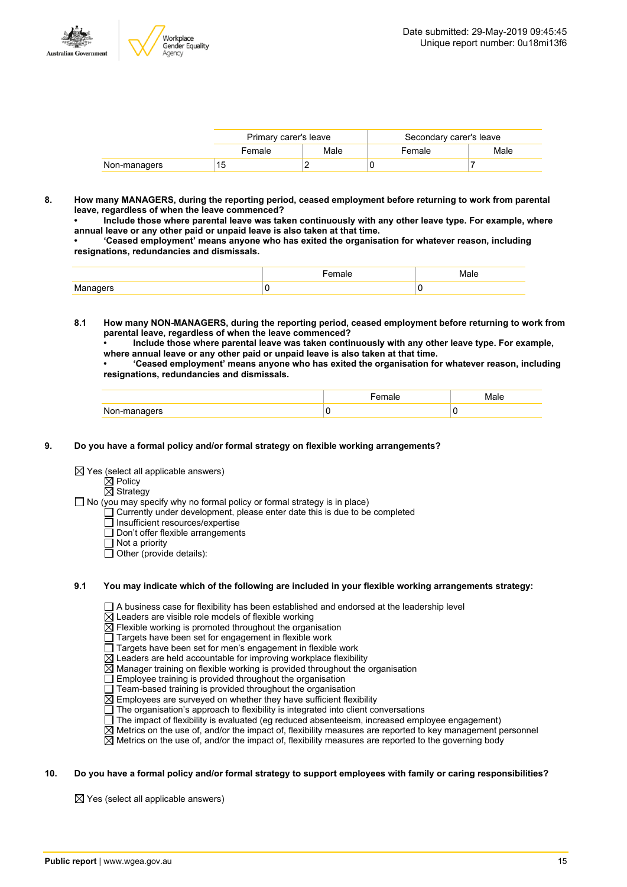| | Primary carer's leave | | Secondary carer's leave | |
|---|---|---|---|---|
| | Female | Male | Female | Male |
| Non-managers | 15 | 2 | 0 | 7 |

**8. How many MANAGERS, during the reporting period, ceased employment before returning to work from parental leave, regardless of when the leave commenced?**
**• Include those where parental leave was taken continuously with any other leave type. For example, where annual leave or any other paid or unpaid leave is also taken at that time.**
**• 'Ceased employment' means anyone who has exited the organisation for whatever reason, including resignations, redundancies and dismissals.**

| | Female | Male |
|---|---|---|
| Managers | 0 | 0 |

**8.1 How many NON-MANAGERS, during the reporting period, ceased employment before returning to work from parental leave, regardless of when the leave commenced?**
**• Include those where parental leave was taken continuously with any other leave type. For example, where annual leave or any other paid or unpaid leave is also taken at that time.**
**• 'Ceased employment' means anyone who has exited the organisation for whatever reason, including resignations, redundancies and dismissals.**

| | Female | Male |
|---|---|---|
| Non-managers | 0 | 0 |

**9. Do you have a formal policy and/or formal strategy on flexible working arrangements?**

☒ Yes (select all applicable answers)
- ☒ Policy
- ☒ Strategy

☐ No (you may specify why no formal policy or formal strategy is in place)
- ☐ Currently under development, please enter date this is due to be completed
- ☐ Insufficient resources/expertise
- ☐ Don't offer flexible arrangements
- ☐ Not a priority
- ☐ Other (provide details):

**9.1 You may indicate which of the following are included in your flexible working arrangements strategy:**

- ☐ A business case for flexibility has been established and endorsed at the leadership level
- ☒ Leaders are visible role models of flexible working
- ☒ Flexible working is promoted throughout the organisation
- ☐ Targets have been set for engagement in flexible work
- ☐ Targets have been set for men's engagement in flexible work
- ☒ Leaders are held accountable for improving workplace flexibility
- ☒ Manager training on flexible working is provided throughout the organisation
- ☐ Employee training is provided throughout the organisation
- ☐ Team-based training is provided throughout the organisation
- ☒ Employees are surveyed on whether they have sufficient flexibility
- ☐ The organisation's approach to flexibility is integrated into client conversations
- ☐ The impact of flexibility is evaluated (eg reduced absenteeism, increased employee engagement)
- ☒ Metrics on the use of, and/or the impact of, flexibility measures are reported to key management personnel
- ☒ Metrics on the use of, and/or the impact of, flexibility measures are reported to the governing body

**10. Do you have a formal policy and/or formal strategy to support employees with family or caring responsibilities?**

☒ Yes (select all applicable answers)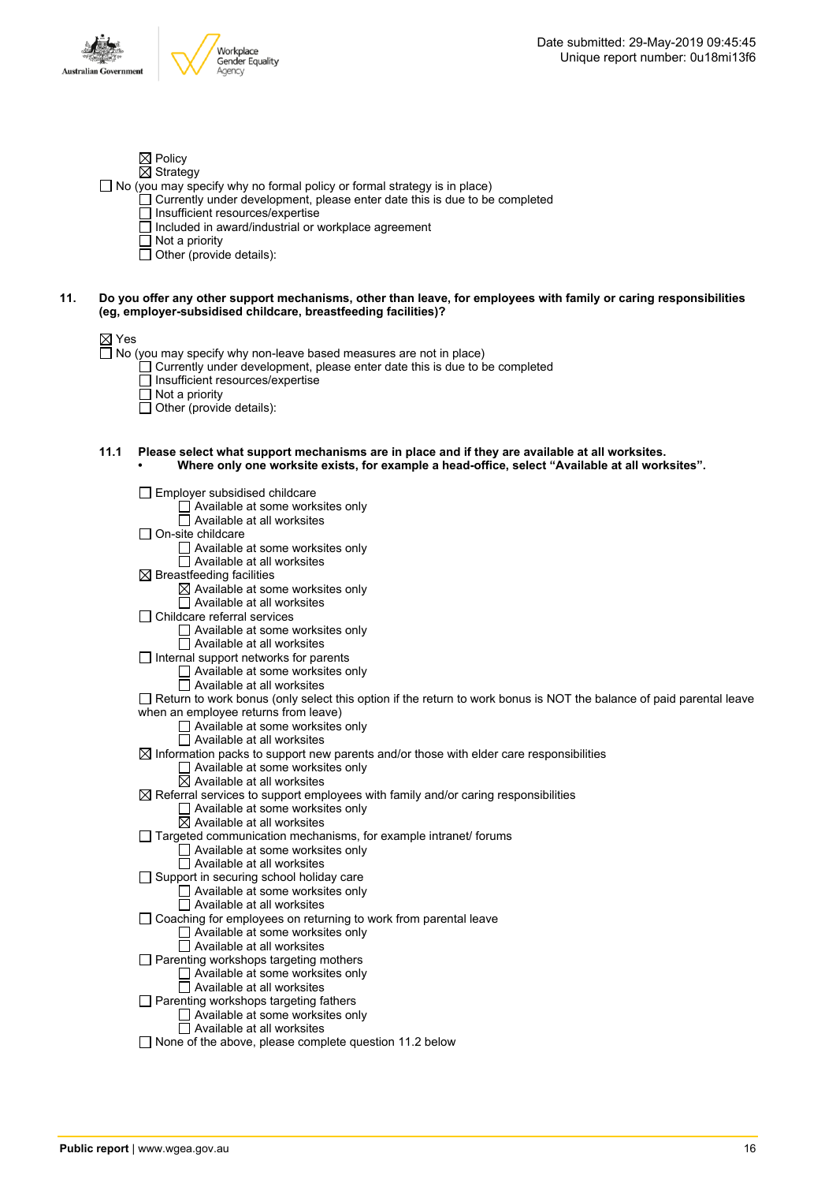☒ Policy
☒ Strategy
☐ No (you may specify why no formal policy or formal strategy is in place)
☐ Currently under development, please enter date this is due to be completed
☐ Insufficient resources/expertise
☐ Included in award/industrial or workplace agreement
☐ Not a priority
☐ Other (provide details):

**11. Do you offer any other support mechanisms, other than leave, for employees with family or caring responsibilities (eg, employer-subsidised childcare, breastfeeding facilities)?**

☒ Yes
☐ No (you may specify why non-leave based measures are not in place)
☐ Currently under development, please enter date this is due to be completed
☐ Insufficient resources/expertise
☐ Not a priority
☐ Other (provide details):

**11.1 Please select what support mechanisms are in place and if they are available at all worksites.**
- **Where only one worksite exists, for example a head-office, select "Available at all worksites".**

☐ Employer subsidised childcare
☐ Available at some worksites only
☐ Available at all worksites
☐ On-site childcare
☐ Available at some worksites only
☐ Available at all worksites
☒ Breastfeeding facilities
☒ Available at some worksites only
☐ Available at all worksites
☐ Childcare referral services
☐ Available at some worksites only
☐ Available at all worksites
☐ Internal support networks for parents
☐ Available at some worksites only
☐ Available at all worksites
☐ Return to work bonus (only select this option if the return to work bonus is NOT the balance of paid parental leave when an employee returns from leave)
☐ Available at some worksites only
☐ Available at all worksites
☒ Information packs to support new parents and/or those with elder care responsibilities
☐ Available at some worksites only
☒ Available at all worksites
☒ Referral services to support employees with family and/or caring responsibilities
☐ Available at some worksites only
☒ Available at all worksites
☐ Targeted communication mechanisms, for example intranet/ forums
☐ Available at some worksites only
☐ Available at all worksites
☐ Support in securing school holiday care
☐ Available at some worksites only
☐ Available at all worksites
☐ Coaching for employees on returning to work from parental leave
☐ Available at some worksites only
☐ Available at all worksites
☐ Parenting workshops targeting mothers
☐ Available at some worksites only
☐ Available at all worksites
☐ Parenting workshops targeting fathers
☐ Available at some worksites only
☐ Available at all worksites
☐ None of the above, please complete question 11.2 below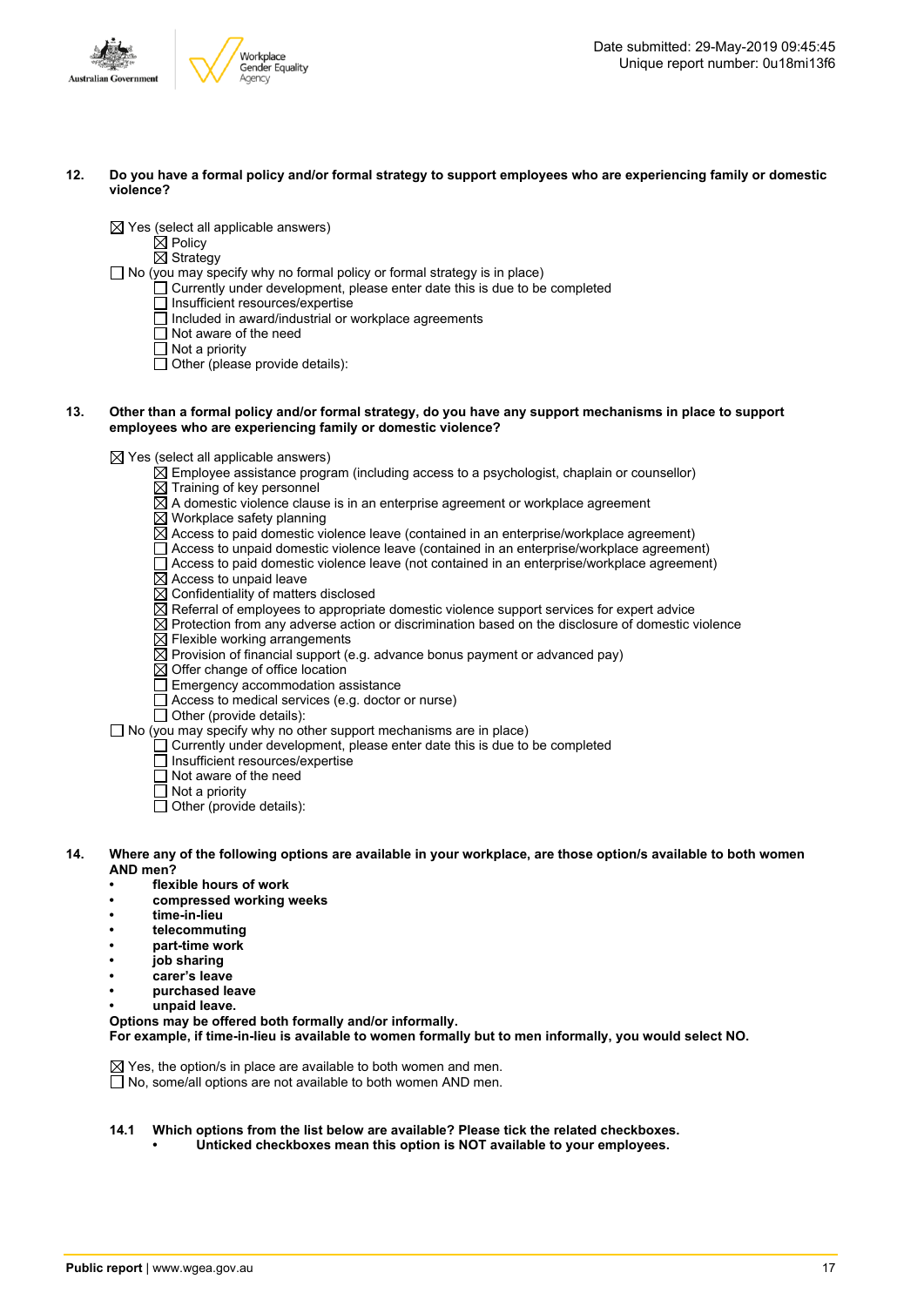**12. Do you have a formal policy and/or formal strategy to support employees who are experiencing family or domestic violence?**

☒ Yes (select all applicable answers)
- ☒ Policy
- ☒ Strategy

☐ No (you may specify why no formal policy or formal strategy is in place)
- ☐ Currently under development, please enter date this is due to be completed
- ☐ Insufficient resources/expertise
- ☐ Included in award/industrial or workplace agreements
- ☐ Not aware of the need
- ☐ Not a priority
- ☐ Other (please provide details):

**13. Other than a formal policy and/or formal strategy, do you have any support mechanisms in place to support employees who are experiencing family or domestic violence?**

☒ Yes (select all applicable answers)
- ☒ Employee assistance program (including access to a psychologist, chaplain or counsellor)
- ☒ Training of key personnel
- ☒ A domestic violence clause is in an enterprise agreement or workplace agreement
- ☒ Workplace safety planning
- ☒ Access to paid domestic violence leave (contained in an enterprise/workplace agreement)
- ☐ Access to unpaid domestic violence leave (contained in an enterprise/workplace agreement)
- ☐ Access to paid domestic violence leave (not contained in an enterprise/workplace agreement)
- ☒ Access to unpaid leave
- ☒ Confidentiality of matters disclosed
- ☒ Referral of employees to appropriate domestic violence support services for expert advice
- ☒ Protection from any adverse action or discrimination based on the disclosure of domestic violence
- ☒ Flexible working arrangements
- ☒ Provision of financial support (e.g. advance bonus payment or advanced pay)
- ☒ Offer change of office location
- ☐ Emergency accommodation assistance
- ☐ Access to medical services (e.g. doctor or nurse)
- ☐ Other (provide details):

☐ No (you may specify why no other support mechanisms are in place)
- ☐ Currently under development, please enter date this is due to be completed
- ☐ Insufficient resources/expertise
- ☐ Not aware of the need
- ☐ Not a priority
- ☐ Other (provide details):

**14. Where any of the following options are available in your workplace, are those option/s available to both women AND men?**
- **flexible hours of work**
- **compressed working weeks**
- **time-in-lieu**
- **telecommuting**
- **part-time work**
- **job sharing**
- **carer's leave**
- **purchased leave**
- **unpaid leave.**

**Options may be offered both formally and/or informally.**
**For example, if time-in-lieu is available to women formally but to men informally, you would select NO.**

☒ Yes, the option/s in place are available to both women and men.
☐ No, some/all options are not available to both women AND men.

**14.1 Which options from the list below are available? Please tick the related checkboxes.**
- **Unticked checkboxes mean this option is NOT available to your employees.**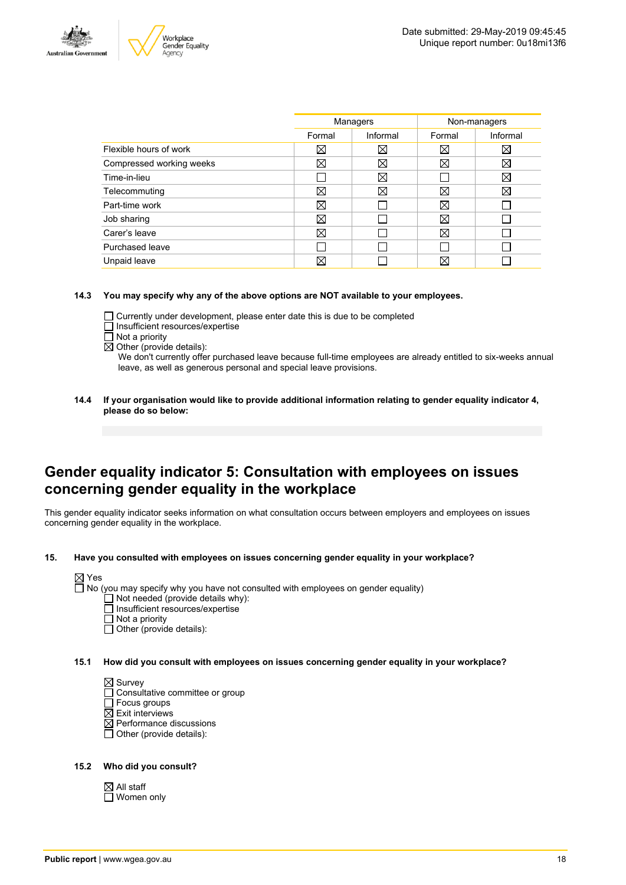| | Managers | | Non-managers | |
|---|---|---|---|---|
| | Formal | Informal | Formal | Informal |
| Flexible hours of work | ☒ | ☒ | ☒ | ☒ |
| Compressed working weeks | ☒ | ☒ | ☒ | ☒ |
| Time-in-lieu | ☐ | ☒ | ☐ | ☒ |
| Telecommuting | ☒ | ☒ | ☒ | ☒ |
| Part-time work | ☒ | ☐ | ☒ | ☐ |
| Job sharing | ☒ | ☐ | ☒ | ☐ |
| Carer's leave | ☒ | ☐ | ☒ | ☐ |
| Purchased leave | ☐ | ☐ | ☐ | ☐ |
| Unpaid leave | ☒ | ☐ | ☒ | ☐ |

**14.3 You may specify why any of the above options are NOT available to your employees.**

☐ Currently under development, please enter date this is due to be completed
☐ Insufficient resources/expertise
☐ Not a priority
☒ Other (provide details):
We don't currently offer purchased leave because full-time employees are already entitled to six-weeks annual leave, as well as generous personal and special leave provisions.

**14.4 If your organisation would like to provide additional information relating to gender equality indicator 4, please do so below:**

## Gender equality indicator 5: Consultation with employees on issues concerning gender equality in the workplace

This gender equality indicator seeks information on what consultation occurs between employers and employees on issues concerning gender equality in the workplace.

**15. Have you consulted with employees on issues concerning gender equality in your workplace?**

☒ Yes
☐ No (you may specify why you have not consulted with employees on gender equality)
- ☐ Not needed (provide details why):
- ☐ Insufficient resources/expertise
- ☐ Not a priority
- ☐ Other (provide details):

**15.1 How did you consult with employees on issues concerning gender equality in your workplace?**

☒ Survey
☐ Consultative committee or group
☐ Focus groups
☒ Exit interviews
☒ Performance discussions
☐ Other (provide details):

**15.2 Who did you consult?**

☒ All staff
☐ Women only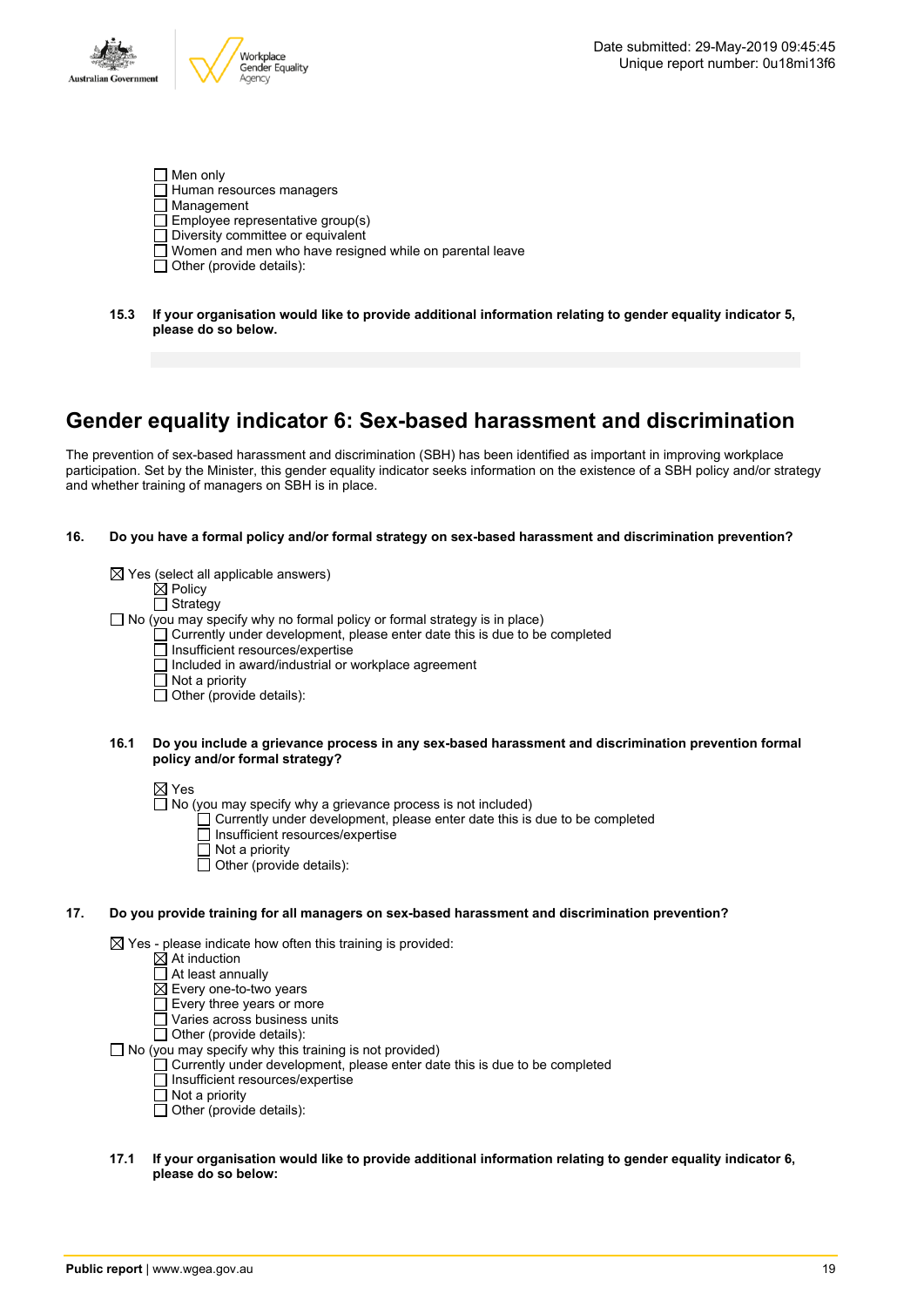- ☐ Men only
- ☐ Human resources managers
- ☐ Management
- ☐ Employee representative group(s)
- ☐ Diversity committee or equivalent
- ☐ Women and men who have resigned while on parental leave
- ☐ Other (provide details):

**15.3 If your organisation would like to provide additional information relating to gender equality indicator 5, please do so below.**

## Gender equality indicator 6: Sex-based harassment and discrimination

The prevention of sex-based harassment and discrimination (SBH) has been identified as important in improving workplace participation. Set by the Minister, this gender equality indicator seeks information on the existence of a SBH policy and/or strategy and whether training of managers on SBH is in place.

**16. Do you have a formal policy and/or formal strategy on sex-based harassment and discrimination prevention?**

- ☒ Yes (select all applicable answers)
  - ☒ Policy
  - ☐ Strategy
- ☐ No (you may specify why no formal policy or formal strategy is in place)
  - ☐ Currently under development, please enter date this is due to be completed
  - ☐ Insufficient resources/expertise
  - ☐ Included in award/industrial or workplace agreement
  - ☐ Not a priority
  - ☐ Other (provide details):

**16.1 Do you include a grievance process in any sex-based harassment and discrimination prevention formal policy and/or formal strategy?**

- ☒ Yes
- ☐ No (you may specify why a grievance process is not included)
  - ☐ Currently under development, please enter date this is due to be completed
  - ☐ Insufficient resources/expertise
  - ☐ Not a priority
  - ☐ Other (provide details):

**17. Do you provide training for all managers on sex-based harassment and discrimination prevention?**

- ☒ Yes - please indicate how often this training is provided:
  - ☒ At induction
  - ☐ At least annually
  - ☒ Every one-to-two years
  - ☐ Every three years or more
  - ☐ Varies across business units
  - ☐ Other (provide details):
- ☐ No (you may specify why this training is not provided)
  - ☐ Currently under development, please enter date this is due to be completed
  - ☐ Insufficient resources/expertise
  - ☐ Not a priority
  - ☐ Other (provide details):

**17.1 If your organisation would like to provide additional information relating to gender equality indicator 6, please do so below:**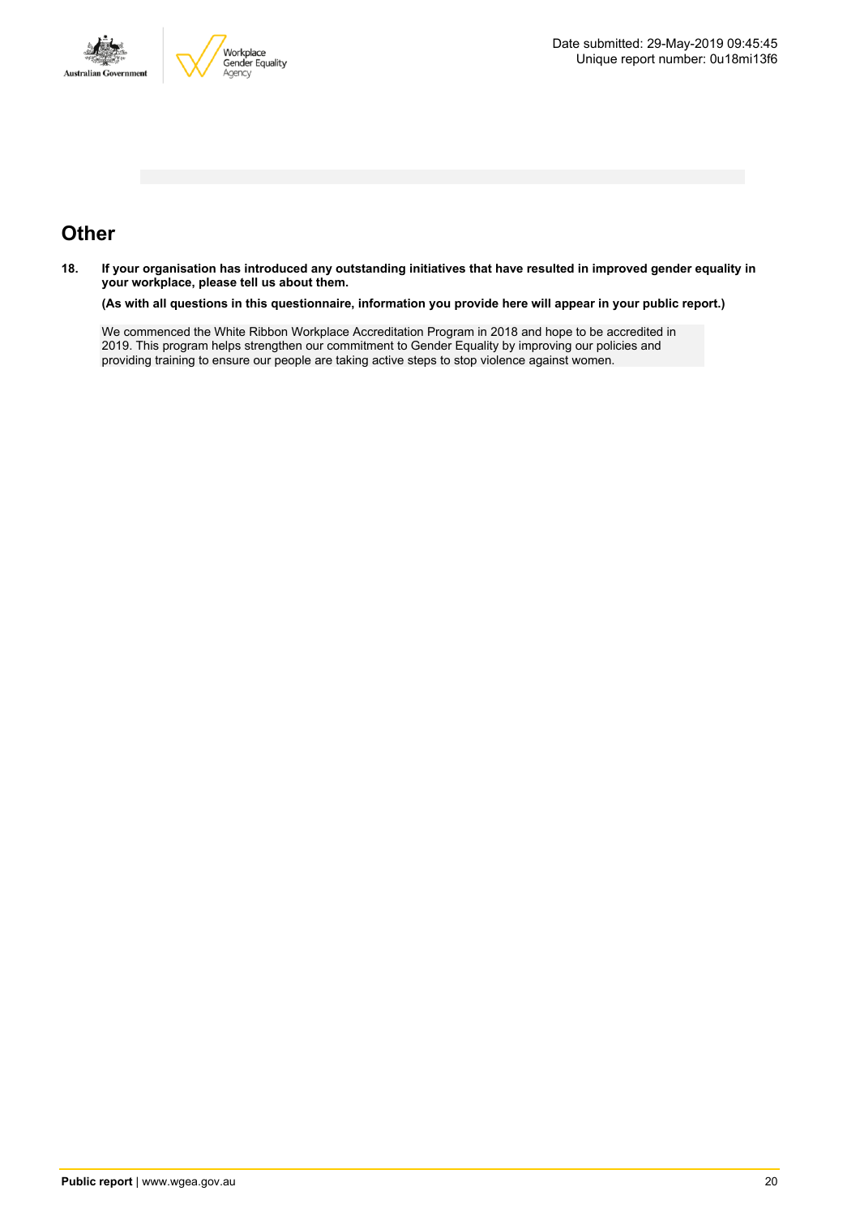## Other

**18. If your organisation has introduced any outstanding initiatives that have resulted in improved gender equality in your workplace, please tell us about them.**

**(As with all questions in this questionnaire, information you provide here will appear in your public report.)**

We commenced the White Ribbon Workplace Accreditation Program in 2018 and hope to be accredited in 2019. This program helps strengthen our commitment to Gender Equality by improving our policies and providing training to ensure our people are taking active steps to stop violence against women.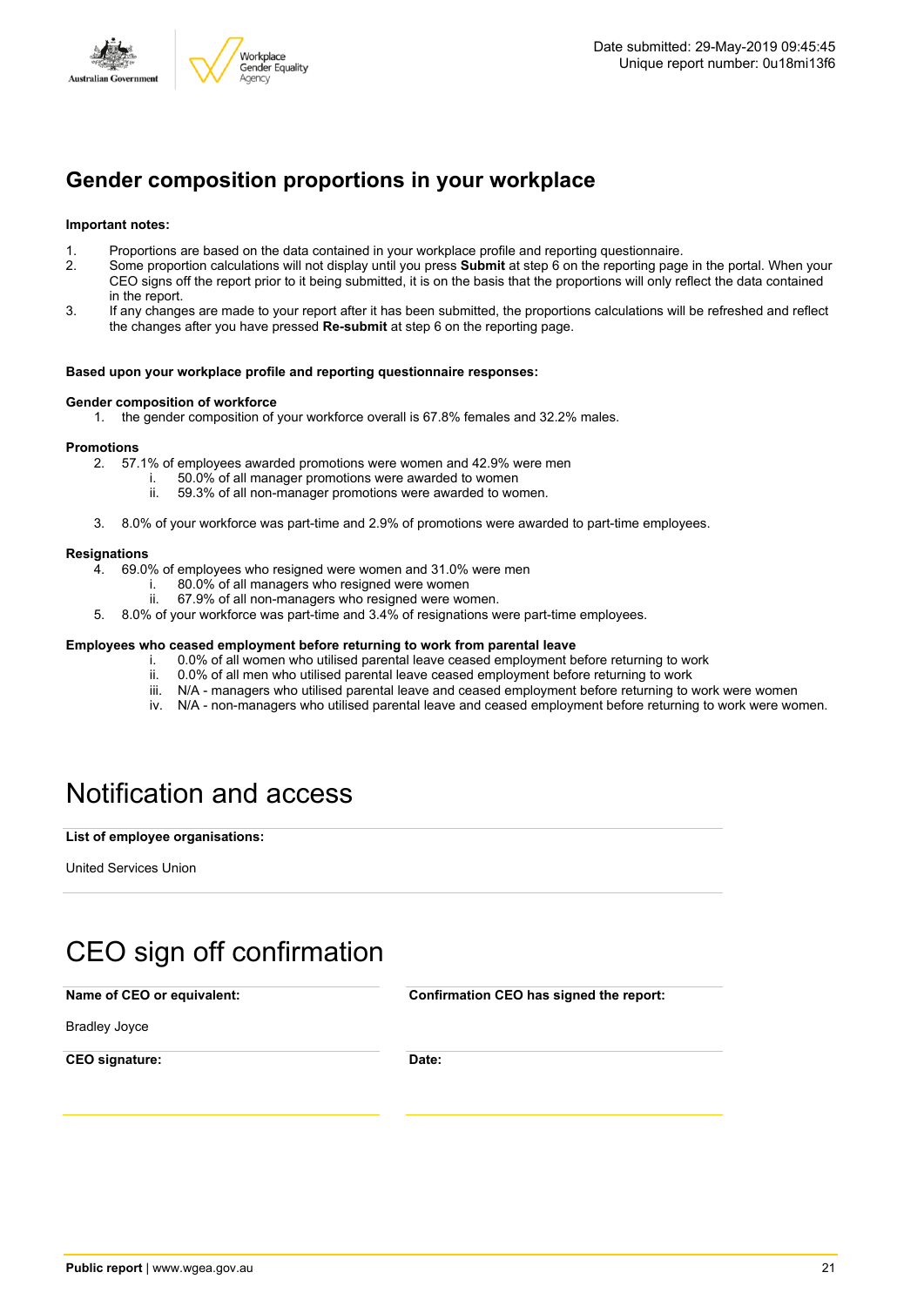Date submitted: 29-May-2019 09:45:45
Unique report number: 0u18mi13f6

## Gender composition proportions in your workplace

**Important notes:**

1. Proportions are based on the data contained in your workplace profile and reporting questionnaire.
2. Some proportion calculations will not display until you press **Submit** at step 6 on the reporting page in the portal. When your CEO signs off the report prior to it being submitted, it is on the basis that the proportions will only reflect the data contained in the report.
3. If any changes are made to your report after it has been submitted, the proportions calculations will be refreshed and reflect the changes after you have pressed **Re-submit** at step 6 on the reporting page.

**Based upon your workplace profile and reporting questionnaire responses:**

**Gender composition of workforce**

1. the gender composition of your workforce overall is 67.8% females and 32.2% males.

**Promotions**

2. 57.1% of employees awarded promotions were women and 42.9% were men
   i. 50.0% of all manager promotions were awarded to women
   ii. 59.3% of all non-manager promotions were awarded to women.

3. 8.0% of your workforce was part-time and 2.9% of promotions were awarded to part-time employees.

**Resignations**

4. 69.0% of employees who resigned were women and 31.0% were men
   i. 80.0% of all managers who resigned were women
   ii. 67.9% of all non-managers who resigned were women.
5. 8.0% of your workforce was part-time and 3.4% of resignations were part-time employees.

**Employees who ceased employment before returning to work from parental leave**

i. 0.0% of all women who utilised parental leave ceased employment before returning to work
ii. 0.0% of all men who utilised parental leave ceased employment before returning to work
iii. N/A - managers who utilised parental leave and ceased employment before returning to work were women
iv. N/A - non-managers who utilised parental leave and ceased employment before returning to work were women.

# Notification and access

**List of employee organisations:**

United Services Union

# CEO sign off confirmation

**Name of CEO or equivalent:**

Bradley Joyce

**Confirmation CEO has signed the report:**

**CEO signature:**

**Date:**